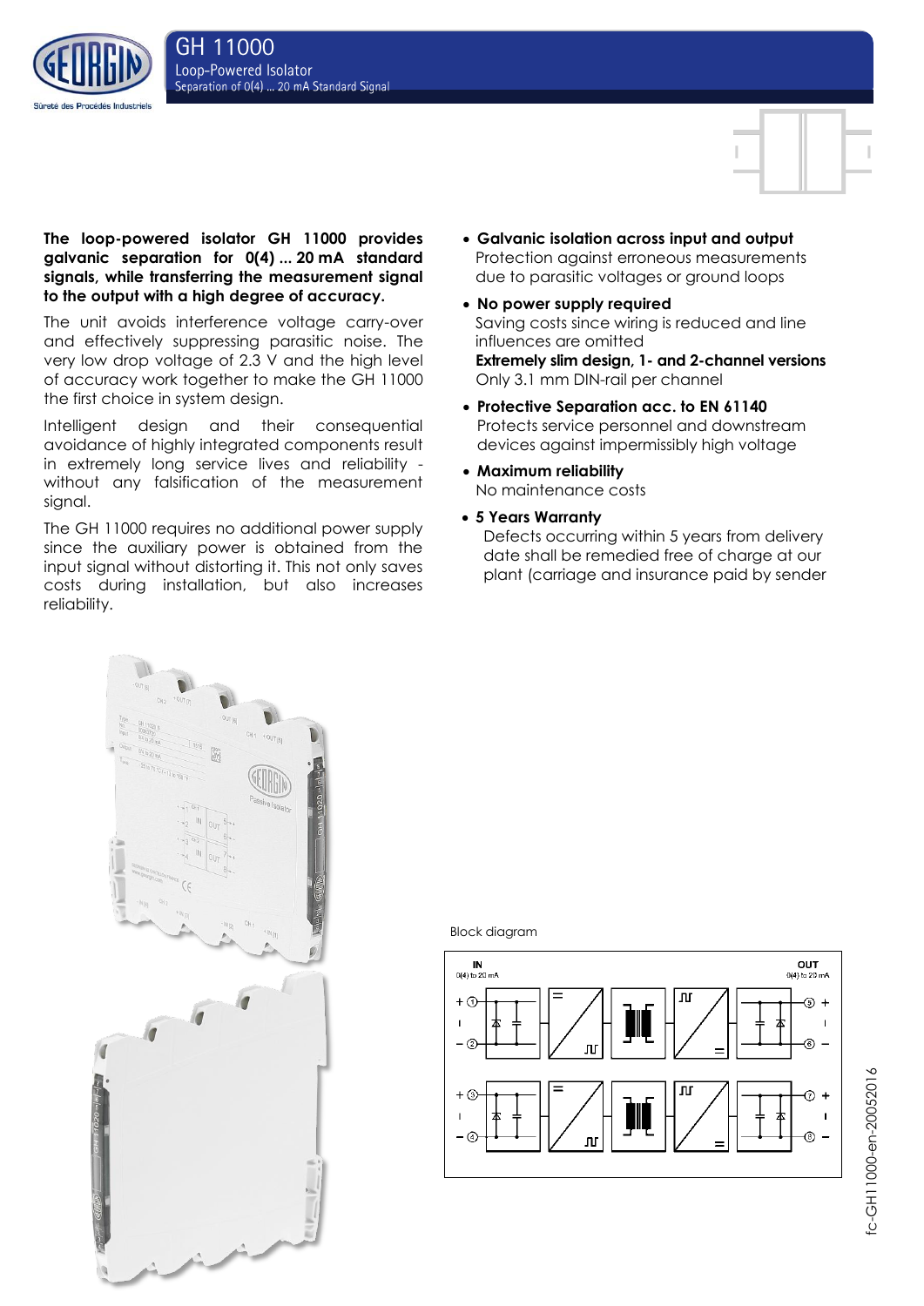# GH 11000

## Loop-Powered Isolator

Separation of 0(4) ... 20 mA Standard Signal

**The loop-powered isolator GH 11000 provides galvanic separation for 0(4) ... 20 mA standard signals, while transferring the measurement signal to the output with a high degree of accuracy.**

The unit avoids interference voltage carry-over and effectively suppressing parasitic noise. The very low drop voltage of 2.3 V and the high level of accuracy work together to make the GH 11000 the first choice in system design.

Intelligent design and their consequential avoidance of highly integrated components result in extremely long service lives and reliability - without any falsification of the measurement signal.

The GH 11000 requires no additional power supply since the auxiliary power is obtained from the input signal without distorting it. This not only saves costs during installation, but also increases reliability.

- **Galvanic isolation across input and output**
  Protection against erroneous measurements due to parasitic voltages or ground loops
- **No power supply required**
  Saving costs since wiring is reduced and line influences are omitted
  **Extremely slim design, 1- and 2-channel versions**
  Only 3.1 mm DIN-rail per channel
- **Protective Separation acc. to EN 61140**
  Protects service personnel and downstream devices against impermissibly high voltage
- **Maximum reliability**
  No maintenance costs
- **5 Years Warranty**
  Defects occurring within 5 years from delivery date shall be remedied free of charge at our plant (carriage and insurance paid by sender

Block diagram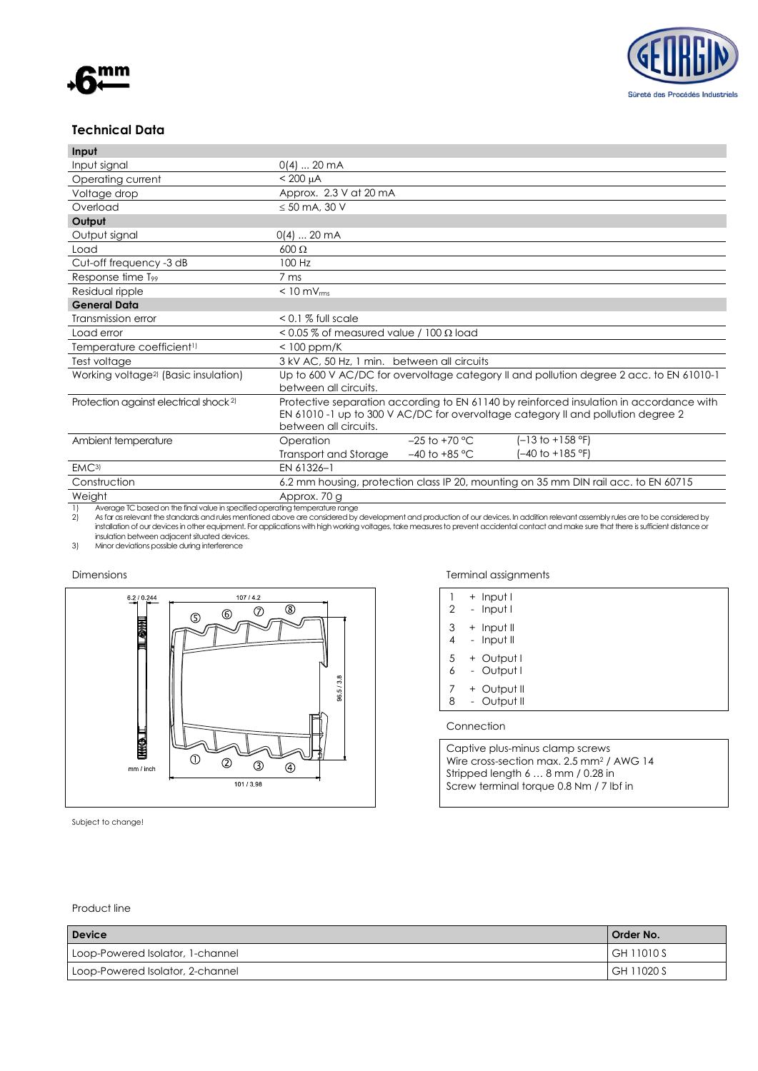## Technical Data

| | | | |
|---|---|---|---|
| **Input** | | | |
| Input signal | 0(4) ... 20 mA | | |
| Operating current | < 200 µA | | |
| Voltage drop | Approx. 2.3 V at 20 mA | | |
| Overload | ≤ 50 mA, 30 V | | |
| **Output** | | | |
| Output signal | 0(4) ... 20 mA | | |
| Load | 600 Ω | | |
| Cut-off frequency -3 dB | 100 Hz | | |
| Response time $T_{99}$ | 7 ms | | |
| Residual ripple | < 10 $mV_{rms}$ | | |
| **General Data** | | | |
| Transmission error | < 0.1 % full scale | | |
| Load error | < 0.05 % of measured value / 100 Ω load | | |
| Temperature coefficient[1] | < 100 ppm/K | | |
| Test voltage | 3 kV AC, 50 Hz, 1 min. between all circuits | | |
| Working voltage[2] (Basic insulation) | Up to 600 V AC/DC for overvoltage category II and pollution degree 2 acc. to EN 61010-1 between all circuits. | | |
| Protection against electrical shock [2] | Protective separation according to EN 61140 by reinforced insulation in accordance with EN 61010 -1 up to 300 V AC/DC for overvoltage category II and pollution degree 2 between all circuits. | | |
| Ambient temperature | Operation | –25 to +70 °C | (–13 to +158 °F) |
| | Transport and Storage | –40 to +85 °C | (–40 to +185 °F) |
| EMC[3] | EN 61326–1 | | |
| Construction | 6.2 mm housing, protection class IP 20, mounting on 35 mm DIN rail acc. to EN 60715 | | |
| Weight | Approx. 70 g | | |

1) Average TC based on the final value in specified operating temperature range
2) As far as relevant the standards and rules mentioned above are considered by development and production of our devices. In addition relevant assembly rules are to be considered by installation of our devices in other equipment. For applications with high working voltages, take measures to prevent accidental contact and make sure that there is sufficient distance or insulation between adjacent situated devices.
3) Minor deviations possible during interference

Dimensions

6.2 / 0.244
107 / 4.2
96.5 / 3.8
101 / 3.98
mm / inch

Terminal assignments

1 + Input I
2 - Input I
3 + Input II
4 - Input II
5 + Output I
6 - Output I
7 + Output II
8 - Output II

Connection

Captive plus-minus clamp screws
Wire cross-section max. 2.5 $mm^2$ / AWG 14
Stripped length 6 … 8 mm / 0.28 in
Screw terminal torque 0.8 Nm / 7 lbf in

Subject to change!

Product line

| Device | Order No. |
|---|---|
| Loop-Powered Isolator, 1-channel | GH 11010 S |
| Loop-Powered Isolator, 2-channel | GH 11020 S |